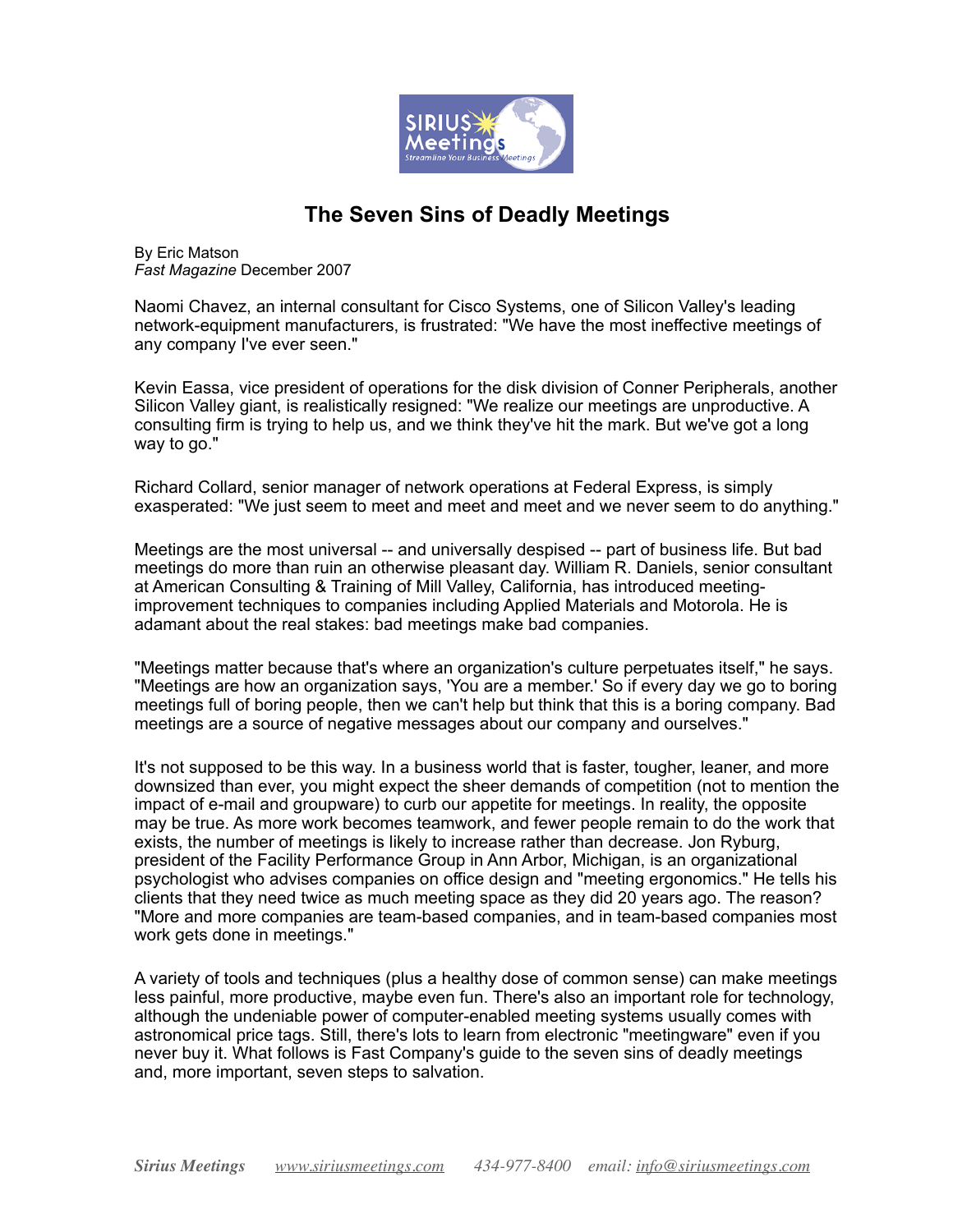# The Seven Sins of Deadly Meetings

By Eric Matson
*Fast Magazine* December 2007

Naomi Chavez, an internal consultant for Cisco Systems, one of Silicon Valley's leading network-equipment manufacturers, is frustrated: "We have the most ineffective meetings of any company I've ever seen."

Kevin Eassa, vice president of operations for the disk division of Conner Peripherals, another Silicon Valley giant, is realistically resigned: "We realize our meetings are unproductive. A consulting firm is trying to help us, and we think they've hit the mark. But we've got a long way to go."

Richard Collard, senior manager of network operations at Federal Express, is simply exasperated: "We just seem to meet and meet and meet and we never seem to do anything."

Meetings are the most universal -- and universally despised -- part of business life. But bad meetings do more than ruin an otherwise pleasant day. William R. Daniels, senior consultant at American Consulting & Training of Mill Valley, California, has introduced meeting-improvement techniques to companies including Applied Materials and Motorola. He is adamant about the real stakes: bad meetings make bad companies.

"Meetings matter because that's where an organization's culture perpetuates itself," he says. "Meetings are how an organization says, 'You are a member.' So if every day we go to boring meetings full of boring people, then we can't help but think that this is a boring company. Bad meetings are a source of negative messages about our company and ourselves."

It's not supposed to be this way. In a business world that is faster, tougher, leaner, and more downsized than ever, you might expect the sheer demands of competition (not to mention the impact of e-mail and groupware) to curb our appetite for meetings. In reality, the opposite may be true. As more work becomes teamwork, and fewer people remain to do the work that exists, the number of meetings is likely to increase rather than decrease. Jon Ryburg, president of the Facility Performance Group in Ann Arbor, Michigan, is an organizational psychologist who advises companies on office design and "meeting ergonomics." He tells his clients that they need twice as much meeting space as they did 20 years ago. The reason? "More and more companies are team-based companies, and in team-based companies most work gets done in meetings."

A variety of tools and techniques (plus a healthy dose of common sense) can make meetings less painful, more productive, maybe even fun. There's also an important role for technology, although the undeniable power of computer-enabled meeting systems usually comes with astronomical price tags. Still, there's lots to learn from electronic "meetingware" even if you never buy it. What follows is Fast Company's guide to the seven sins of deadly meetings and, more important, seven steps to salvation.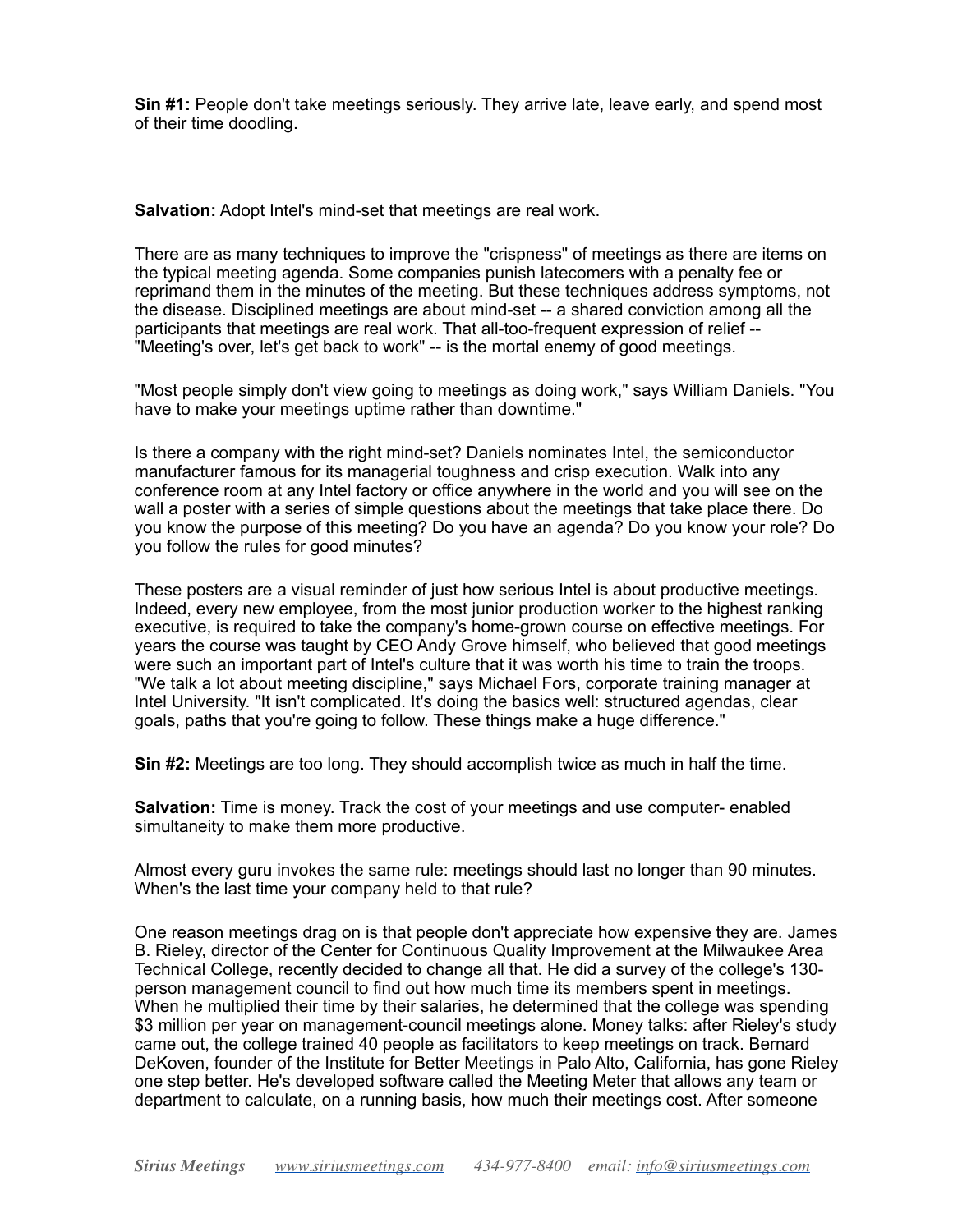**Sin #1:** People don't take meetings seriously. They arrive late, leave early, and spend most of their time doodling.

**Salvation:** Adopt Intel's mind-set that meetings are real work.

There are as many techniques to improve the "crispness" of meetings as there are items on the typical meeting agenda. Some companies punish latecomers with a penalty fee or reprimand them in the minutes of the meeting. But these techniques address symptoms, not the disease. Disciplined meetings are about mind-set -- a shared conviction among all the participants that meetings are real work. That all-too-frequent expression of relief -- "Meeting's over, let's get back to work" -- is the mortal enemy of good meetings.

"Most people simply don't view going to meetings as doing work," says William Daniels. "You have to make your meetings uptime rather than downtime."

Is there a company with the right mind-set? Daniels nominates Intel, the semiconductor manufacturer famous for its managerial toughness and crisp execution. Walk into any conference room at any Intel factory or office anywhere in the world and you will see on the wall a poster with a series of simple questions about the meetings that take place there. Do you know the purpose of this meeting? Do you have an agenda? Do you know your role? Do you follow the rules for good minutes?

These posters are a visual reminder of just how serious Intel is about productive meetings. Indeed, every new employee, from the most junior production worker to the highest ranking executive, is required to take the company's home-grown course on effective meetings. For years the course was taught by CEO Andy Grove himself, who believed that good meetings were such an important part of Intel's culture that it was worth his time to train the troops. "We talk a lot about meeting discipline," says Michael Fors, corporate training manager at Intel University. "It isn't complicated. It's doing the basics well: structured agendas, clear goals, paths that you're going to follow. These things make a huge difference."

**Sin #2:** Meetings are too long. They should accomplish twice as much in half the time.

**Salvation:** Time is money. Track the cost of your meetings and use computer- enabled simultaneity to make them more productive.

Almost every guru invokes the same rule: meetings should last no longer than 90 minutes. When's the last time your company held to that rule?

One reason meetings drag on is that people don't appreciate how expensive they are. James B. Rieley, director of the Center for Continuous Quality Improvement at the Milwaukee Area Technical College, recently decided to change all that. He did a survey of the college's 130-person management council to find out how much time its members spent in meetings. When he multiplied their time by their salaries, he determined that the college was spending $3 million per year on management-council meetings alone. Money talks: after Rieley's study came out, the college trained 40 people as facilitators to keep meetings on track. Bernard DeKoven, founder of the Institute for Better Meetings in Palo Alto, California, has gone Rieley one step better. He's developed software called the Meeting Meter that allows any team or department to calculate, on a running basis, how much their meetings cost. After someone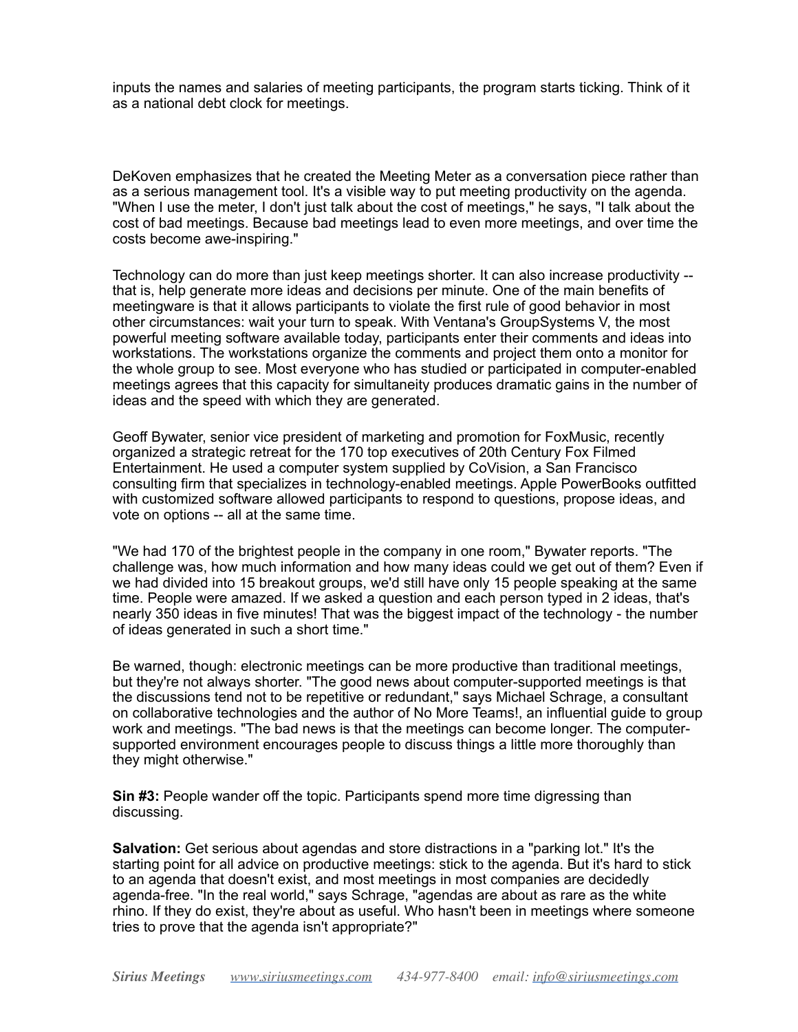inputs the names and salaries of meeting participants, the program starts ticking. Think of it as a national debt clock for meetings.

DeKoven emphasizes that he created the Meeting Meter as a conversation piece rather than as a serious management tool. It's a visible way to put meeting productivity on the agenda. "When I use the meter, I don't just talk about the cost of meetings," he says, "I talk about the cost of bad meetings. Because bad meetings lead to even more meetings, and over time the costs become awe-inspiring."

Technology can do more than just keep meetings shorter. It can also increase productivity -- that is, help generate more ideas and decisions per minute. One of the main benefits of meetingware is that it allows participants to violate the first rule of good behavior in most other circumstances: wait your turn to speak. With Ventana's GroupSystems V, the most powerful meeting software available today, participants enter their comments and ideas into workstations. The workstations organize the comments and project them onto a monitor for the whole group to see. Most everyone who has studied or participated in computer-enabled meetings agrees that this capacity for simultaneity produces dramatic gains in the number of ideas and the speed with which they are generated.

Geoff Bywater, senior vice president of marketing and promotion for FoxMusic, recently organized a strategic retreat for the 170 top executives of 20th Century Fox Filmed Entertainment. He used a computer system supplied by CoVision, a San Francisco consulting firm that specializes in technology-enabled meetings. Apple PowerBooks outfitted with customized software allowed participants to respond to questions, propose ideas, and vote on options -- all at the same time.

"We had 170 of the brightest people in the company in one room," Bywater reports. "The challenge was, how much information and how many ideas could we get out of them? Even if we had divided into 15 breakout groups, we'd still have only 15 people speaking at the same time. People were amazed. If we asked a question and each person typed in 2 ideas, that's nearly 350 ideas in five minutes! That was the biggest impact of the technology - the number of ideas generated in such a short time."

Be warned, though: electronic meetings can be more productive than traditional meetings, but they're not always shorter. "The good news about computer-supported meetings is that the discussions tend not to be repetitive or redundant," says Michael Schrage, a consultant on collaborative technologies and the author of No More Teams!, an influential guide to group work and meetings. "The bad news is that the meetings can become longer. The computer-supported environment encourages people to discuss things a little more thoroughly than they might otherwise."

**Sin #3:** People wander off the topic. Participants spend more time digressing than discussing.

**Salvation:** Get serious about agendas and store distractions in a "parking lot." It's the starting point for all advice on productive meetings: stick to the agenda. But it's hard to stick to an agenda that doesn't exist, and most meetings in most companies are decidedly agenda-free. "In the real world," says Schrage, "agendas are about as rare as the white rhino. If they do exist, they're about as useful. Who hasn't been in meetings where someone tries to prove that the agenda isn't appropriate?"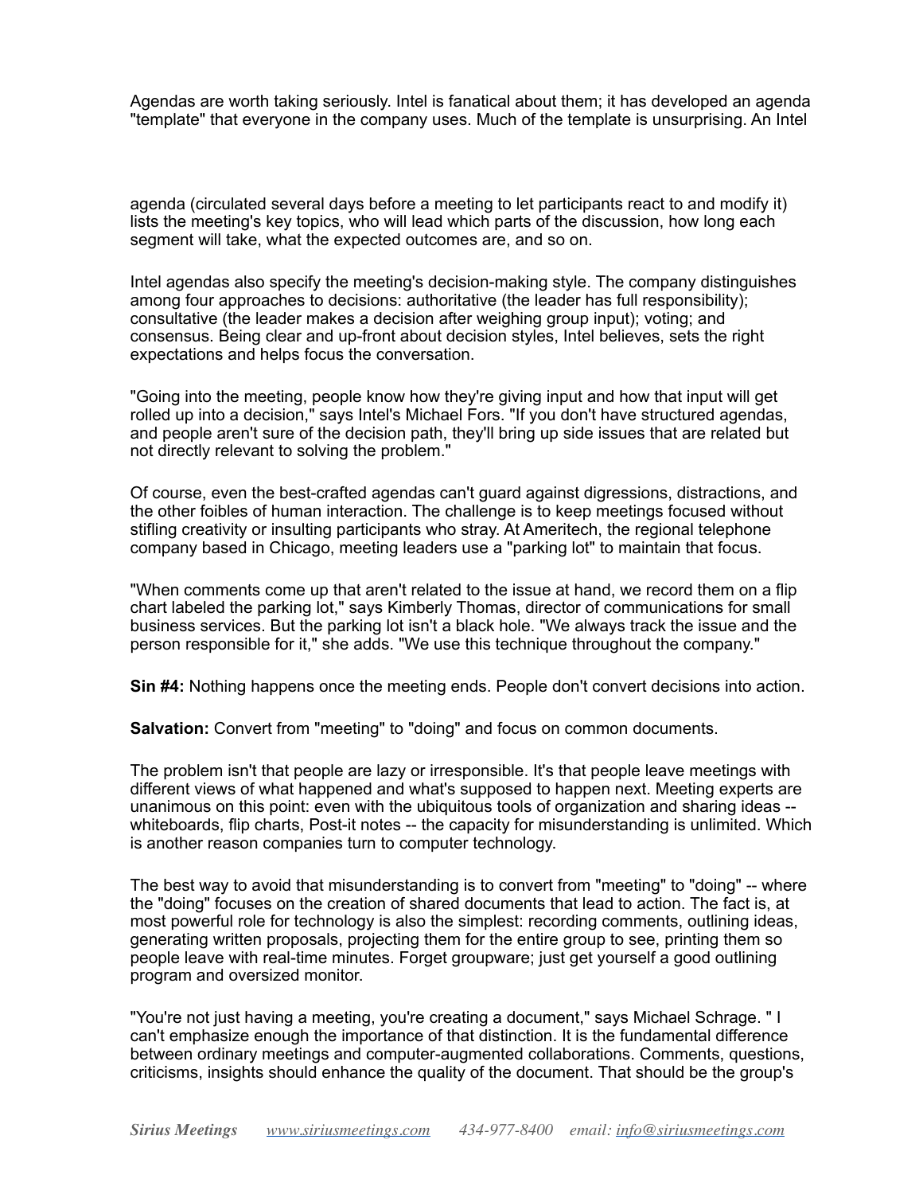Agendas are worth taking seriously. Intel is fanatical about them; it has developed an agenda "template" that everyone in the company uses. Much of the template is unsurprising. An Intel agenda (circulated several days before a meeting to let participants react to and modify it) lists the meeting's key topics, who will lead which parts of the discussion, how long each segment will take, what the expected outcomes are, and so on.

Intel agendas also specify the meeting's decision-making style. The company distinguishes among four approaches to decisions: authoritative (the leader has full responsibility); consultative (the leader makes a decision after weighing group input); voting; and consensus. Being clear and up-front about decision styles, Intel believes, sets the right expectations and helps focus the conversation.

"Going into the meeting, people know how they're giving input and how that input will get rolled up into a decision," says Intel's Michael Fors. "If you don't have structured agendas, and people aren't sure of the decision path, they'll bring up side issues that are related but not directly relevant to solving the problem."

Of course, even the best-crafted agendas can't guard against digressions, distractions, and the other foibles of human interaction. The challenge is to keep meetings focused without stifling creativity or insulting participants who stray. At Ameritech, the regional telephone company based in Chicago, meeting leaders use a "parking lot" to maintain that focus.

"When comments come up that aren't related to the issue at hand, we record them on a flip chart labeled the parking lot," says Kimberly Thomas, director of communications for small business services. But the parking lot isn't a black hole. "We always track the issue and the person responsible for it," she adds. "We use this technique throughout the company."

**Sin #4:** Nothing happens once the meeting ends. People don't convert decisions into action.

**Salvation:** Convert from "meeting" to "doing" and focus on common documents.

The problem isn't that people are lazy or irresponsible. It's that people leave meetings with different views of what happened and what's supposed to happen next. Meeting experts are unanimous on this point: even with the ubiquitous tools of organization and sharing ideas -- whiteboards, flip charts, Post-it notes -- the capacity for misunderstanding is unlimited. Which is another reason companies turn to computer technology.

The best way to avoid that misunderstanding is to convert from "meeting" to "doing" -- where the "doing" focuses on the creation of shared documents that lead to action. The fact is, at most powerful role for technology is also the simplest: recording comments, outlining ideas, generating written proposals, projecting them for the entire group to see, printing them so people leave with real-time minutes. Forget groupware; just get yourself a good outlining program and oversized monitor.

"You're not just having a meeting, you're creating a document," says Michael Schrage. " I can't emphasize enough the importance of that distinction. It is the fundamental difference between ordinary meetings and computer-augmented collaborations. Comments, questions, criticisms, insights should enhance the quality of the document. That should be the group's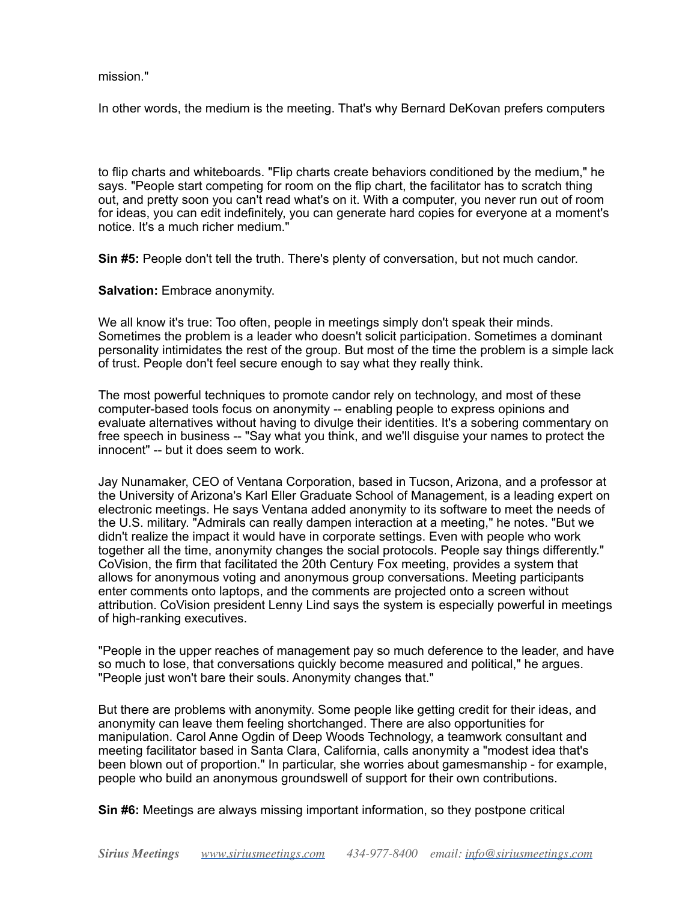mission."

In other words, the medium is the meeting. That's why Bernard DeKovan prefers computers

to flip charts and whiteboards. "Flip charts create behaviors conditioned by the medium," he says. "People start competing for room on the flip chart, the facilitator has to scratch thing out, and pretty soon you can't read what's on it. With a computer, you never run out of room for ideas, you can edit indefinitely, you can generate hard copies for everyone at a moment's notice. It's a much richer medium."

**Sin #5:** People don't tell the truth. There's plenty of conversation, but not much candor.

**Salvation:** Embrace anonymity.

We all know it's true: Too often, people in meetings simply don't speak their minds. Sometimes the problem is a leader who doesn't solicit participation. Sometimes a dominant personality intimidates the rest of the group. But most of the time the problem is a simple lack of trust. People don't feel secure enough to say what they really think.

The most powerful techniques to promote candor rely on technology, and most of these computer-based tools focus on anonymity -- enabling people to express opinions and evaluate alternatives without having to divulge their identities. It's a sobering commentary on free speech in business -- "Say what you think, and we'll disguise your names to protect the innocent" -- but it does seem to work.

Jay Nunamaker, CEO of Ventana Corporation, based in Tucson, Arizona, and a professor at the University of Arizona's Karl Eller Graduate School of Management, is a leading expert on electronic meetings. He says Ventana added anonymity to its software to meet the needs of the U.S. military. "Admirals can really dampen interaction at a meeting," he notes. "But we didn't realize the impact it would have in corporate settings. Even with people who work together all the time, anonymity changes the social protocols. People say things differently." CoVision, the firm that facilitated the 20th Century Fox meeting, provides a system that allows for anonymous voting and anonymous group conversations. Meeting participants enter comments onto laptops, and the comments are projected onto a screen without attribution. CoVision president Lenny Lind says the system is especially powerful in meetings of high-ranking executives.

"People in the upper reaches of management pay so much deference to the leader, and have so much to lose, that conversations quickly become measured and political," he argues. "People just won't bare their souls. Anonymity changes that."

But there are problems with anonymity. Some people like getting credit for their ideas, and anonymity can leave them feeling shortchanged. There are also opportunities for manipulation. Carol Anne Ogdin of Deep Woods Technology, a teamwork consultant and meeting facilitator based in Santa Clara, California, calls anonymity a "modest idea that's been blown out of proportion." In particular, she worries about gamesmanship - for example, people who build an anonymous groundswell of support for their own contributions.

**Sin #6:** Meetings are always missing important information, so they postpone critical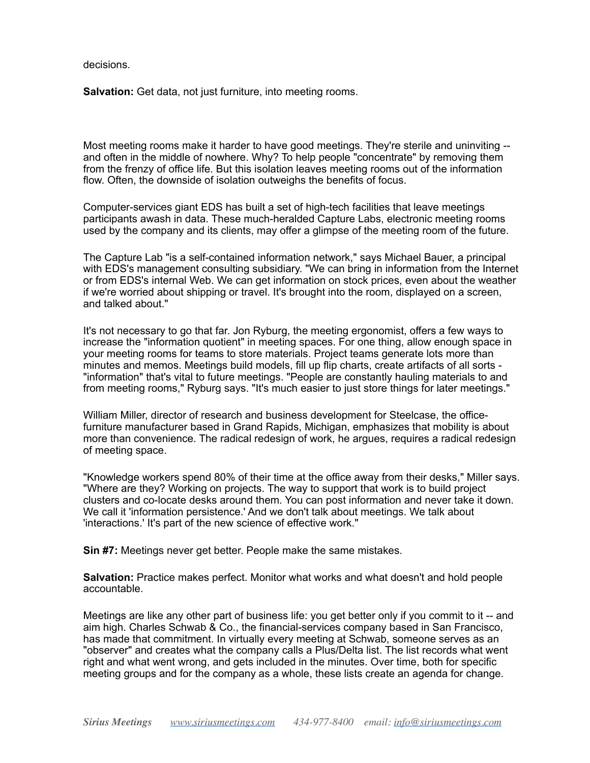decisions.

**Salvation:** Get data, not just furniture, into meeting rooms.

Most meeting rooms make it harder to have good meetings. They're sterile and uninviting -- and often in the middle of nowhere. Why? To help people "concentrate" by removing them from the frenzy of office life. But this isolation leaves meeting rooms out of the information flow. Often, the downside of isolation outweighs the benefits of focus.

Computer-services giant EDS has built a set of high-tech facilities that leave meetings participants awash in data. These much-heralded Capture Labs, electronic meeting rooms used by the company and its clients, may offer a glimpse of the meeting room of the future.

The Capture Lab "is a self-contained information network," says Michael Bauer, a principal with EDS's management consulting subsidiary. "We can bring in information from the Internet or from EDS's internal Web. We can get information on stock prices, even about the weather if we're worried about shipping or travel. It's brought into the room, displayed on a screen, and talked about."

It's not necessary to go that far. Jon Ryburg, the meeting ergonomist, offers a few ways to increase the "information quotient" in meeting spaces. For one thing, allow enough space in your meeting rooms for teams to store materials. Project teams generate lots more than minutes and memos. Meetings build models, fill up flip charts, create artifacts of all sorts - "information" that's vital to future meetings. "People are constantly hauling materials to and from meeting rooms," Ryburg says. "It's much easier to just store things for later meetings."

William Miller, director of research and business development for Steelcase, the office-furniture manufacturer based in Grand Rapids, Michigan, emphasizes that mobility is about more than convenience. The radical redesign of work, he argues, requires a radical redesign of meeting space.

"Knowledge workers spend 80% of their time at the office away from their desks," Miller says. "Where are they? Working on projects. The way to support that work is to build project clusters and co-locate desks around them. You can post information and never take it down. We call it 'information persistence.' And we don't talk about meetings. We talk about 'interactions.' It's part of the new science of effective work."

**Sin #7:** Meetings never get better. People make the same mistakes.

**Salvation:** Practice makes perfect. Monitor what works and what doesn't and hold people accountable.

Meetings are like any other part of business life: you get better only if you commit to it -- and aim high. Charles Schwab & Co., the financial-services company based in San Francisco, has made that commitment. In virtually every meeting at Schwab, someone serves as an "observer" and creates what the company calls a Plus/Delta list. The list records what went right and what went wrong, and gets included in the minutes. Over time, both for specific meeting groups and for the company as a whole, these lists create an agenda for change.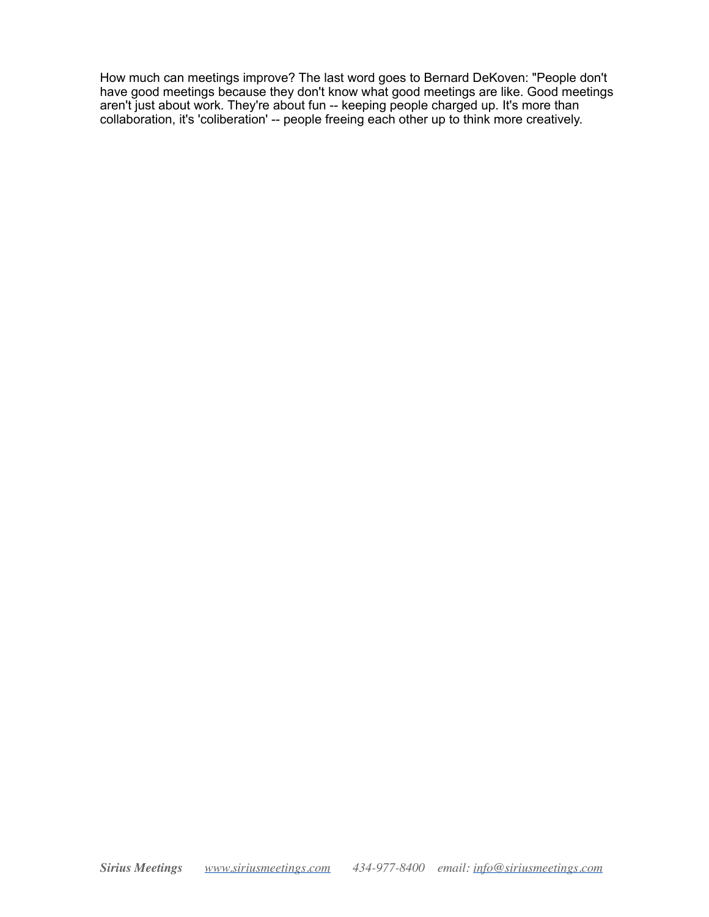How much can meetings improve? The last word goes to Bernard DeKoven: "People don't have good meetings because they don't know what good meetings are like. Good meetings aren't just about work. They're about fun -- keeping people charged up. It's more than collaboration, it's 'coliberation' -- people freeing each other up to think more creatively.